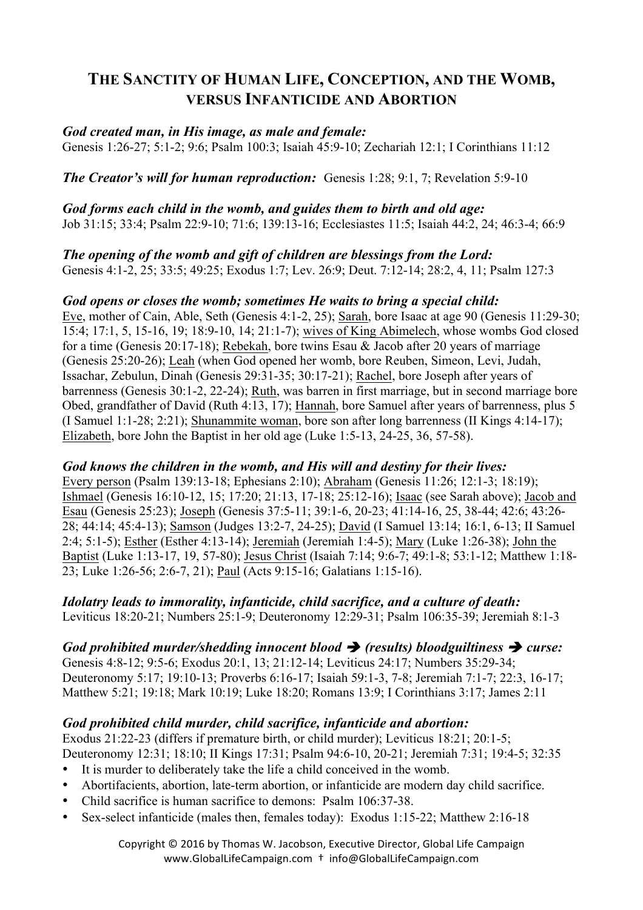# THE SANCTITY OF HUMAN LIFE, CONCEPTION, AND THE WOMB, VERSUS INFANTICIDE AND ABORTION

***God created man, in His image, as male and female:***
Genesis 1:26-27; 5:1-2; 9:6; Psalm 100:3; Isaiah 45:9-10; Zechariah 12:1; I Corinthians 11:12

***The Creator's will for human reproduction:*** Genesis 1:28; 9:1, 7; Revelation 5:9-10

***God forms each child in the womb, and guides them to birth and old age:***
Job 31:15; 33:4; Psalm 22:9-10; 71:6; 139:13-16; Ecclesiastes 11:5; Isaiah 44:2, 24; 46:3-4; 66:9

***The opening of the womb and gift of children are blessings from the Lord:***
Genesis 4:1-2, 25; 33:5; 49:25; Exodus 1:7; Lev. 26:9; Deut. 7:12-14; 28:2, 4, 11; Psalm 127:3

***God opens or closes the womb; sometimes He waits to bring a special child:***
Eve, mother of Cain, Able, Seth (Genesis 4:1-2, 25); Sarah, bore Isaac at age 90 (Genesis 11:29-30; 15:4; 17:1, 5, 15-16, 19; 18:9-10, 14; 21:1-7); wives of King Abimelech, whose wombs God closed for a time (Genesis 20:17-18); Rebekah, bore twins Esau & Jacob after 20 years of marriage (Genesis 25:20-26); Leah (when God opened her womb, bore Reuben, Simeon, Levi, Judah, Issachar, Zebulun, Dinah (Genesis 29:31-35; 30:17-21); Rachel, bore Joseph after years of barrenness (Genesis 30:1-2, 22-24); Ruth, was barren in first marriage, but in second marriage bore Obed, grandfather of David (Ruth 4:13, 17); Hannah, bore Samuel after years of barrenness, plus 5 (I Samuel 1:1-28; 2:21); Shunammite woman, bore son after long barrenness (II Kings 4:14-17); Elizabeth, bore John the Baptist in her old age (Luke 1:5-13, 24-25, 36, 57-58).

***God knows the children in the womb, and His will and destiny for their lives:***
Every person (Psalm 139:13-18; Ephesians 2:10); Abraham (Genesis 11:26; 12:1-3; 18:19); Ishmael (Genesis 16:10-12, 15; 17:20; 21:13, 17-18; 25:12-16); Isaac (see Sarah above); Jacob and Esau (Genesis 25:23); Joseph (Genesis 37:5-11; 39:1-6, 20-23; 41:14-16, 25, 38-44; 42:6; 43:26-28; 44:14; 45:4-13); Samson (Judges 13:2-7, 24-25); David (I Samuel 13:14; 16:1, 6-13; II Samuel 2:4; 5:1-5); Esther (Esther 4:13-14); Jeremiah (Jeremiah 1:4-5); Mary (Luke 1:26-38); John the Baptist (Luke 1:13-17, 19, 57-80); Jesus Christ (Isaiah 7:14; 9:6-7; 49:1-8; 53:1-12; Matthew 1:18-23; Luke 1:26-56; 2:6-7, 21); Paul (Acts 9:15-16; Galatians 1:15-16).

***Idolatry leads to immorality, infanticide, child sacrifice, and a culture of death:***
Leviticus 18:20-21; Numbers 25:1-9; Deuteronomy 12:29-31; Psalm 106:35-39; Jeremiah 8:1-3

***God prohibited murder/shedding innocent blood ➔ (results) bloodguiltiness ➔ curse:***
Genesis 4:8-12; 9:5-6; Exodus 20:1, 13; 21:12-14; Leviticus 24:17; Numbers 35:29-34; Deuteronomy 5:17; 19:10-13; Proverbs 6:16-17; Isaiah 59:1-3, 7-8; Jeremiah 7:1-7; 22:3, 16-17; Matthew 5:21; 19:18; Mark 10:19; Luke 18:20; Romans 13:9; I Corinthians 3:17; James 2:11

***God prohibited child murder, child sacrifice, infanticide and abortion:***
Exodus 21:22-23 (differs if premature birth, or child murder); Leviticus 18:21; 20:1-5; Deuteronomy 12:31; 18:10; II Kings 17:31; Psalm 94:6-10, 20-21; Jeremiah 7:31; 19:4-5; 32:35

- It is murder to deliberately take the life a child conceived in the womb.
- Abortifacients, abortion, late-term abortion, or infanticide are modern day child sacrifice.
- Child sacrifice is human sacrifice to demons: Psalm 106:37-38.
- Sex-select infanticide (males then, females today): Exodus 1:15-22; Matthew 2:16-18

Copyright © 2016 by Thomas W. Jacobson, Executive Director, Global Life Campaign
www.GlobalLifeCampaign.com † info@GlobalLifeCampaign.com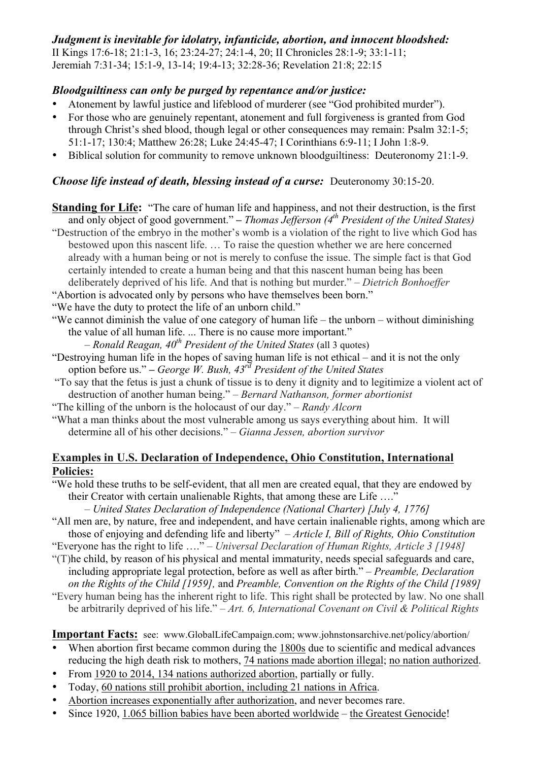***Judgment is inevitable for idolatry, infanticide, abortion, and innocent bloodshed:***
II Kings 17:6-18; 21:1-3, 16; 23:24-27; 24:1-4, 20; II Chronicles 28:1-9; 33:1-11; Jeremiah 7:31-34; 15:1-9, 13-14; 19:4-13; 32:28-36; Revelation 21:8; 22:15

***Bloodguiltiness can only be purged by repentance and/or justice:***

- Atonement by lawful justice and lifeblood of murderer (see "God prohibited murder").
- For those who are genuinely repentant, atonement and full forgiveness is granted from God through Christ's shed blood, though legal or other consequences may remain: Psalm 32:1-5; 51:1-17; 130:4; Matthew 26:28; Luke 24:45-47; I Corinthians 6:9-11; I John 1:8-9.
- Biblical solution for community to remove unknown bloodguiltiness: Deuteronomy 21:1-9.

***Choose life instead of death, blessing instead of a curse:*** Deuteronomy 30:15-20.

**Standing for Life:** "The care of human life and happiness, and not their destruction, is the first and only object of good government." – *Thomas Jefferson (4th President of the United States)*

"Destruction of the embryo in the mother's womb is a violation of the right to live which God has bestowed upon this nascent life. … To raise the question whether we are here concerned already with a human being or not is merely to confuse the issue. The simple fact is that God certainly intended to create a human being and that this nascent human being has been deliberately deprived of his life. And that is nothing but murder." – *Dietrich Bonhoeffer*

"Abortion is advocated only by persons who have themselves been born."

"We have the duty to protect the life of an unborn child."

"We cannot diminish the value of one category of human life – the unborn – without diminishing the value of all human life. ... There is no cause more important."
– *Ronald Reagan, 40th President of the United States* (all 3 quotes)

"Destroying human life in the hopes of saving human life is not ethical – and it is not the only option before us." – *George W. Bush, 43rd President of the United States*

"To say that the fetus is just a chunk of tissue is to deny it dignity and to legitimize a violent act of destruction of another human being." – *Bernard Nathanson, former abortionist*

"The killing of the unborn is the holocaust of our day." – *Randy Alcorn*

"What a man thinks about the most vulnerable among us says everything about him. It will determine all of his other decisions." – *Gianna Jessen, abortion survivor*

**Examples in U.S. Declaration of Independence, Ohio Constitution, International Policies:**

"We hold these truths to be self-evident, that all men are created equal, that they are endowed by their Creator with certain unalienable Rights, that among these are Life …."
– *United States Declaration of Independence (National Charter) [July 4, 1776]*

"All men are, by nature, free and independent, and have certain inalienable rights, among which are those of enjoying and defending life and liberty" – *Article I, Bill of Rights, Ohio Constitution*

"Everyone has the right to life …." – *Universal Declaration of Human Rights, Article 3 [1948]*

"(T)he child, by reason of his physical and mental immaturity, needs special safeguards and care, including appropriate legal protection, before as well as after birth." – *Preamble, Declaration on the Rights of the Child [1959],* and *Preamble, Convention on the Rights of the Child [1989]*

"Every human being has the inherent right to life. This right shall be protected by law. No one shall be arbitrarily deprived of his life." – *Art. 6, International Covenant on Civil & Political Rights*

**Important Facts:** see: www.GlobalLifeCampaign.com; www.johnstonsarchive.net/policy/abortion/

- When abortion first became common during the 1800s due to scientific and medical advances reducing the high death risk to mothers, 74 nations made abortion illegal; no nation authorized.
- From 1920 to 2014, 134 nations authorized abortion, partially or fully.
- Today, 60 nations still prohibit abortion, including 21 nations in Africa.
- Abortion increases exponentially after authorization, and never becomes rare.
- Since 1920, 1.065 billion babies have been aborted worldwide – the Greatest Genocide!